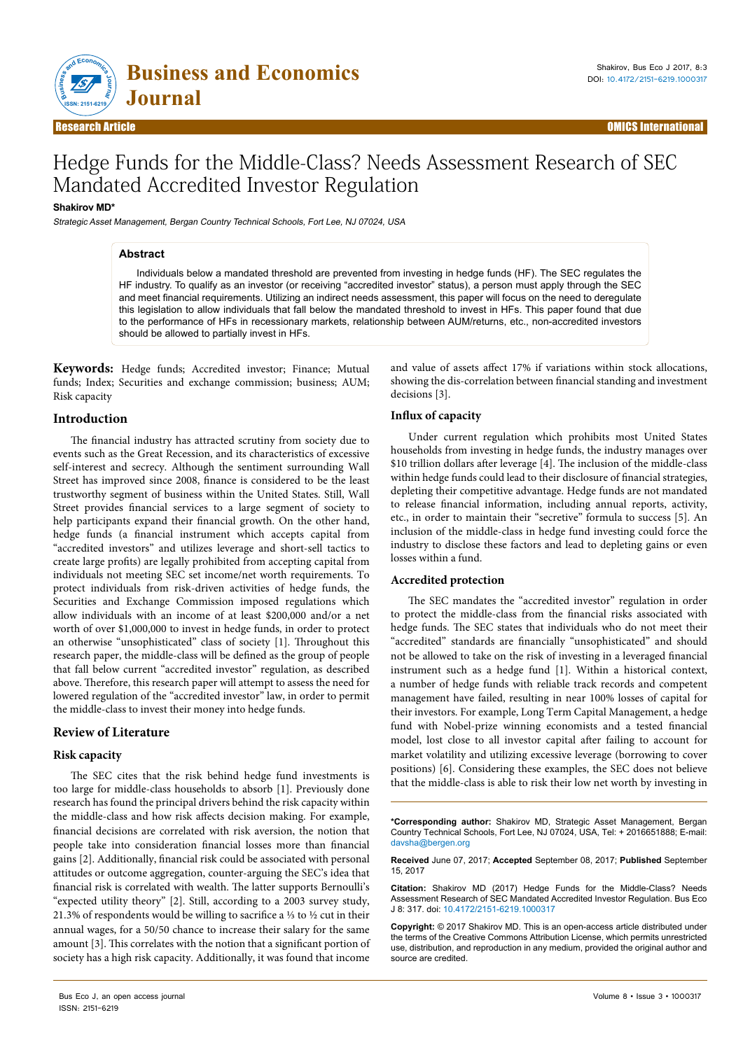# Hedge Funds for the Middle-Class? Needs Assessment Research of SEC Mandated Accredited Investor Regulation

**Shakirov MD***

*Strategic Asset Management, Bergan Country Technical Schools, Fort Lee, NJ 07024, USA*

## Abstract

Individuals below a mandated threshold are prevented from investing in hedge funds (HF). The SEC regulates the HF industry. To qualify as an investor (or receiving "accredited investor" status), a person must apply through the SEC and meet financial requirements. Utilizing an indirect needs assessment, this paper will focus on the need to deregulate this legislation to allow individuals that fall below the mandated threshold to invest in HFs. This paper found that due to the performance of HFs in recessionary markets, relationship between AUM/returns, etc., non-accredited investors should be allowed to partially invest in HFs.

**Keywords:** Hedge funds; Accredited investor; Finance; Mutual funds; Index; Securities and exchange commission; business; AUM; Risk capacity

## Introduction

The financial industry has attracted scrutiny from society due to events such as the Great Recession, and its characteristics of excessive self-interest and secrecy. Although the sentiment surrounding Wall Street has improved since 2008, finance is considered to be the least trustworthy segment of business within the United States. Still, Wall Street provides financial services to a large segment of society to help participants expand their financial growth. On the other hand, hedge funds (a financial instrument which accepts capital from "accredited investors" and utilizes leverage and short-sell tactics to create large profits) are legally prohibited from accepting capital from individuals not meeting SEC set income/net worth requirements. To protect individuals from risk-driven activities of hedge funds, the Securities and Exchange Commission imposed regulations which allow individuals with an income of at least $200,000 and/or a net worth of over $1,000,000 to invest in hedge funds, in order to protect an otherwise "unsophisticated" class of society [1]. Throughout this research paper, the middle-class will be defined as the group of people that fall below current "accredited investor" regulation, as described above. Therefore, this research paper will attempt to assess the need for lowered regulation of the "accredited investor" law, in order to permit the middle-class to invest their money into hedge funds.

## Review of Literature

### Risk capacity

The SEC cites that the risk behind hedge fund investments is too large for middle-class households to absorb [1]. Previously done research has found the principal drivers behind the risk capacity within the middle-class and how risk affects decision making. For example, financial decisions are correlated with risk aversion, the notion that people take into consideration financial losses more than financial gains [2]. Additionally, financial risk could be associated with personal attitudes or outcome aggregation, counter-arguing the SEC's idea that financial risk is correlated with wealth. The latter supports Bernoulli's "expected utility theory" [2]. Still, according to a 2003 survey study, 21.3% of respondents would be willing to sacrifice a ⅓ to ½ cut in their annual wages, for a 50/50 chance to increase their salary for the same amount [3]. This correlates with the notion that a significant portion of society has a high risk capacity. Additionally, it was found that income and value of assets affect 17% if variations within stock allocations, showing the dis-correlation between financial standing and investment decisions [3].

### Influx of capacity

Under current regulation which prohibits most United States households from investing in hedge funds, the industry manages over $10 trillion dollars after leverage [4]. The inclusion of the middle-class within hedge funds could lead to their disclosure of financial strategies, depleting their competitive advantage. Hedge funds are not mandated to release financial information, including annual reports, activity, etc., in order to maintain their "secretive" formula to success [5]. An inclusion of the middle-class in hedge fund investing could force the industry to disclose these factors and lead to depleting gains or even losses within a fund.

### Accredited protection

The SEC mandates the "accredited investor" regulation in order to protect the middle-class from the financial risks associated with hedge funds. The SEC states that individuals who do not meet their "accredited" standards are financially "unsophisticated" and should not be allowed to take on the risk of investing in a leveraged financial instrument such as a hedge fund [1]. Within a historical context, a number of hedge funds with reliable track records and competent management have failed, resulting in near 100% losses of capital for their investors. For example, Long Term Capital Management, a hedge fund with Nobel-prize winning economists and a tested financial model, lost close to all investor capital after failing to account for market volatility and utilizing excessive leverage (borrowing to cover positions) [6]. Considering these examples, the SEC does not believe that the middle-class is able to risk their low net worth by investing in

---

***Corresponding author:** Shakirov MD, Strategic Asset Management, Bergan Country Technical Schools, Fort Lee, NJ 07024, USA, Tel: + 2016651888; E-mail: davsha@bergen.org

**Received** June 07, 2017; **Accepted** September 08, 2017; **Published** September 15, 2017

**Citation:** Shakirov MD (2017) Hedge Funds for the Middle-Class? Needs Assessment Research of SEC Mandated Accredited Investor Regulation. Bus Eco J 8: 317. doi: 10.4172/2151-6219.1000317

**Copyright:** © 2017 Shakirov MD. This is an open-access article distributed under the terms of the Creative Commons Attribution License, which permits unrestricted use, distribution, and reproduction in any medium, provided the original author and source are credited.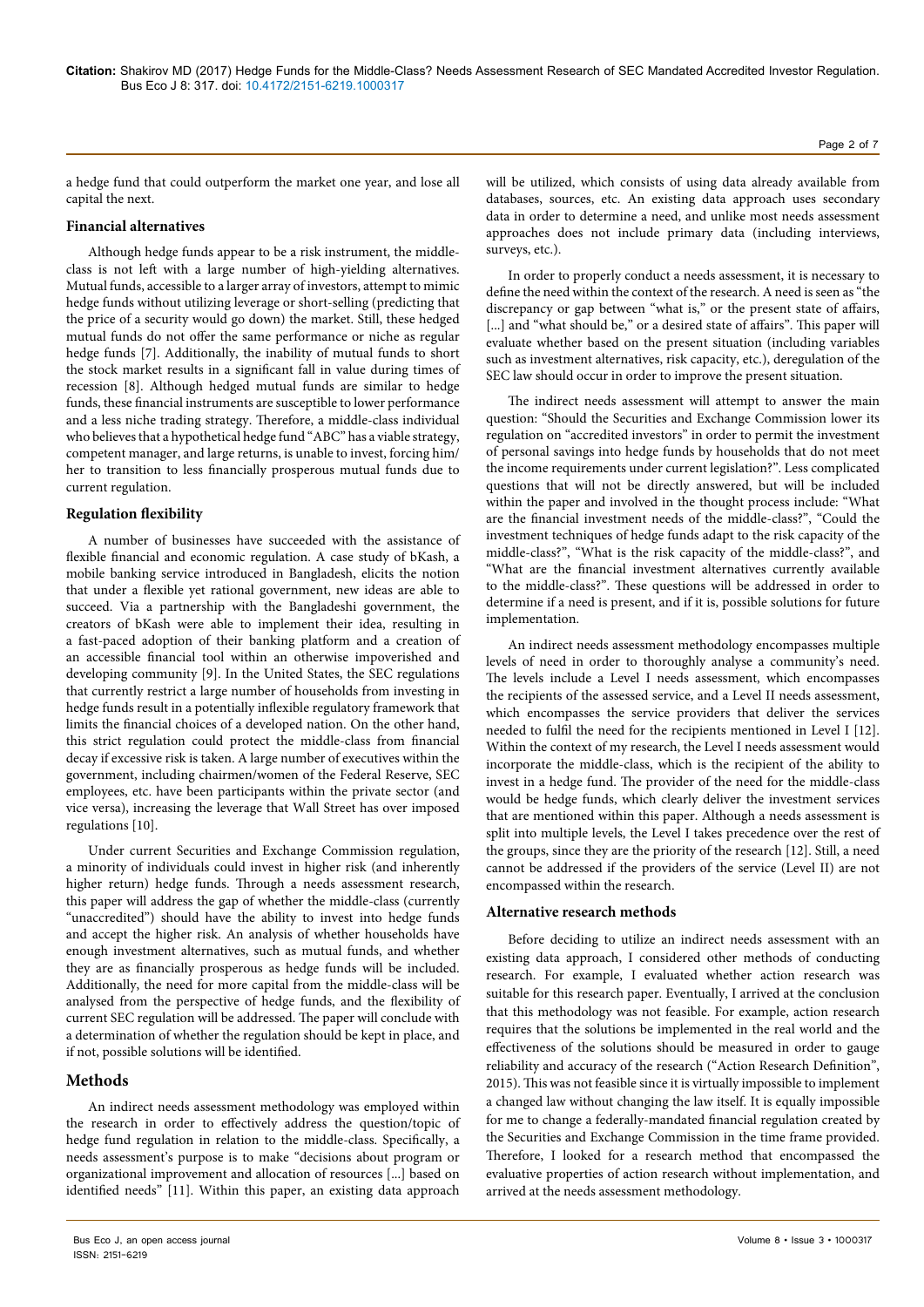a hedge fund that could outperform the market one year, and lose all capital the next.

### Financial alternatives

Although hedge funds appear to be a risk instrument, the middle-class is not left with a large number of high-yielding alternatives. Mutual funds, accessible to a larger array of investors, attempt to mimic hedge funds without utilizing leverage or short-selling (predicting that the price of a security would go down) the market. Still, these hedged mutual funds do not offer the same performance or niche as regular hedge funds [7]. Additionally, the inability of mutual funds to short the stock market results in a significant fall in value during times of recession [8]. Although hedged mutual funds are similar to hedge funds, these financial instruments are susceptible to lower performance and a less niche trading strategy. Therefore, a middle-class individual who believes that a hypothetical hedge fund "ABC" has a viable strategy, competent manager, and large returns, is unable to invest, forcing him/her to transition to less financially prosperous mutual funds due to current regulation.

### Regulation flexibility

A number of businesses have succeeded with the assistance of flexible financial and economic regulation. A case study of bKash, a mobile banking service introduced in Bangladesh, elicits the notion that under a flexible yet rational government, new ideas are able to succeed. Via a partnership with the Bangladeshi government, the creators of bKash were able to implement their idea, resulting in a fast-paced adoption of their banking platform and a creation of an accessible financial tool within an otherwise impoverished and developing community [9]. In the United States, the SEC regulations that currently restrict a large number of households from investing in hedge funds result in a potentially inflexible regulatory framework that limits the financial choices of a developed nation. On the other hand, this strict regulation could protect the middle-class from financial decay if excessive risk is taken. A large number of executives within the government, including chairmen/women of the Federal Reserve, SEC employees, etc. have been participants within the private sector (and vice versa), increasing the leverage that Wall Street has over imposed regulations [10].

Under current Securities and Exchange Commission regulation, a minority of individuals could invest in higher risk (and inherently higher return) hedge funds. Through a needs assessment research, this paper will address the gap of whether the middle-class (currently "unaccredited") should have the ability to invest into hedge funds and accept the higher risk. An analysis of whether households have enough investment alternatives, such as mutual funds, and whether they are as financially prosperous as hedge funds will be included. Additionally, the need for more capital from the middle-class will be analysed from the perspective of hedge funds, and the flexibility of current SEC regulation will be addressed. The paper will conclude with a determination of whether the regulation should be kept in place, and if not, possible solutions will be identified.

## Methods

An indirect needs assessment methodology was employed within the research in order to effectively address the question/topic of hedge fund regulation in relation to the middle-class. Specifically, a needs assessment's purpose is to make "decisions about program or organizational improvement and allocation of resources [...] based on identified needs" [11]. Within this paper, an existing data approach will be utilized, which consists of using data already available from databases, sources, etc. An existing data approach uses secondary data in order to determine a need, and unlike most needs assessment approaches does not include primary data (including interviews, surveys, etc.).

In order to properly conduct a needs assessment, it is necessary to define the need within the context of the research. A need is seen as "the discrepancy or gap between "what is," or the present state of affairs, [...] and "what should be," or a desired state of affairs". This paper will evaluate whether based on the present situation (including variables such as investment alternatives, risk capacity, etc.), deregulation of the SEC law should occur in order to improve the present situation.

The indirect needs assessment will attempt to answer the main question: "Should the Securities and Exchange Commission lower its regulation on "accredited investors" in order to permit the investment of personal savings into hedge funds by households that do not meet the income requirements under current legislation?". Less complicated questions that will not be directly answered, but will be included within the paper and involved in the thought process include: "What are the financial investment needs of the middle-class?", "Could the investment techniques of hedge funds adapt to the risk capacity of the middle-class?", "What is the risk capacity of the middle-class?", and "What are the financial investment alternatives currently available to the middle-class?". These questions will be addressed in order to determine if a need is present, and if it is, possible solutions for future implementation.

An indirect needs assessment methodology encompasses multiple levels of need in order to thoroughly analyse a community's need. The levels include a Level I needs assessment, which encompasses the recipients of the assessed service, and a Level II needs assessment, which encompasses the service providers that deliver the services needed to fulfil the need for the recipients mentioned in Level I [12]. Within the context of my research, the Level I needs assessment would incorporate the middle-class, which is the recipient of the ability to invest in a hedge fund. The provider of the need for the middle-class would be hedge funds, which clearly deliver the investment services that are mentioned within this paper. Although a needs assessment is split into multiple levels, the Level I takes precedence over the rest of the groups, since they are the priority of the research [12]. Still, a need cannot be addressed if the providers of the service (Level II) are not encompassed within the research.

### Alternative research methods

Before deciding to utilize an indirect needs assessment with an existing data approach, I considered other methods of conducting research. For example, I evaluated whether action research was suitable for this research paper. Eventually, I arrived at the conclusion that this methodology was not feasible. For example, action research requires that the solutions be implemented in the real world and the effectiveness of the solutions should be measured in order to gauge reliability and accuracy of the research ("Action Research Definition", 2015). This was not feasible since it is virtually impossible to implement a changed law without changing the law itself. It is equally impossible for me to change a federally-mandated financial regulation created by the Securities and Exchange Commission in the time frame provided. Therefore, I looked for a research method that encompassed the evaluative properties of action research without implementation, and arrived at the needs assessment methodology.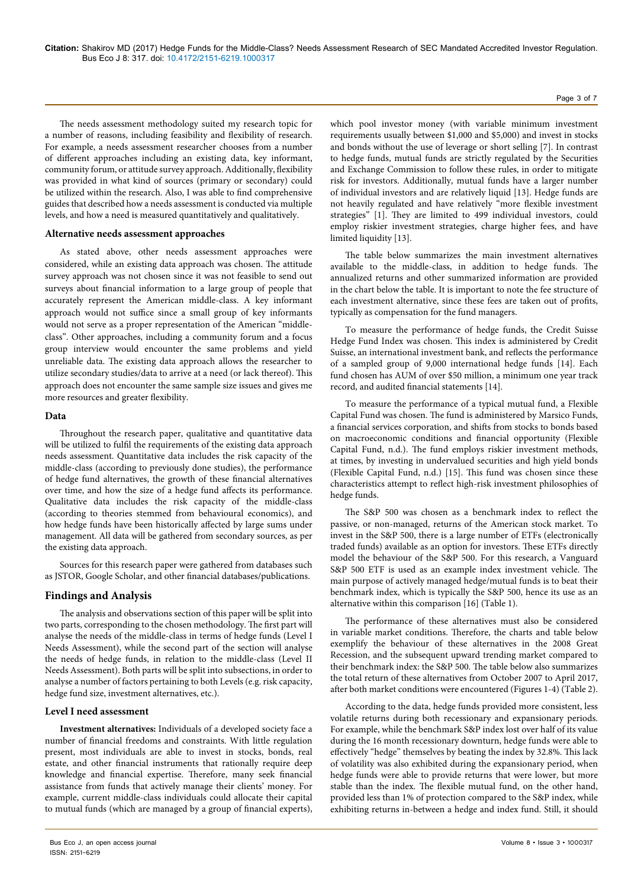The needs assessment methodology suited my research topic for a number of reasons, including feasibility and flexibility of research. For example, a needs assessment researcher chooses from a number of different approaches including an existing data, key informant, community forum, or attitude survey approach. Additionally, flexibility was provided in what kind of sources (primary or secondary) could be utilized within the research. Also, I was able to find comprehensive guides that described how a needs assessment is conducted via multiple levels, and how a need is measured quantitatively and qualitatively.

### Alternative needs assessment approaches

As stated above, other needs assessment approaches were considered, while an existing data approach was chosen. The attitude survey approach was not chosen since it was not feasible to send out surveys about financial information to a large group of people that accurately represent the American middle-class. A key informant approach would not suffice since a small group of key informants would not serve as a proper representation of the American "middle-class". Other approaches, including a community forum and a focus group interview would encounter the same problems and yield unreliable data. The existing data approach allows the researcher to utilize secondary studies/data to arrive at a need (or lack thereof). This approach does not encounter the same sample size issues and gives me more resources and greater flexibility.

### Data

Throughout the research paper, qualitative and quantitative data will be utilized to fulfil the requirements of the existing data approach needs assessment. Quantitative data includes the risk capacity of the middle-class (according to previously done studies), the performance of hedge fund alternatives, the growth of these financial alternatives over time, and how the size of a hedge fund affects its performance. Qualitative data includes the risk capacity of the middle-class (according to theories stemmed from behavioural economics), and how hedge funds have been historically affected by large sums under management. All data will be gathered from secondary sources, as per the existing data approach.

Sources for this research paper were gathered from databases such as JSTOR, Google Scholar, and other financial databases/publications.

## Findings and Analysis

The analysis and observations section of this paper will be split into two parts, corresponding to the chosen methodology. The first part will analyse the needs of the middle-class in terms of hedge funds (Level I Needs Assessment), while the second part of the section will analyse the needs of hedge funds, in relation to the middle-class (Level II Needs Assessment). Both parts will be split into subsections, in order to analyse a number of factors pertaining to both Levels (e.g. risk capacity, hedge fund size, investment alternatives, etc.).

### Level I need assessment

**Investment alternatives:** Individuals of a developed society face a number of financial freedoms and constraints. With little regulation present, most individuals are able to invest in stocks, bonds, real estate, and other financial instruments that rationally require deep knowledge and financial expertise. Therefore, many seek financial assistance from funds that actively manage their clients' money. For example, current middle-class individuals could allocate their capital to mutual funds (which are managed by a group of financial experts), which pool investor money (with variable minimum investment requirements usually between $1,000 and $5,000) and invest in stocks and bonds without the use of leverage or short selling [7]. In contrast to hedge funds, mutual funds are strictly regulated by the Securities and Exchange Commission to follow these rules, in order to mitigate risk for investors. Additionally, mutual funds have a larger number of individual investors and are relatively liquid [13]. Hedge funds are not heavily regulated and have relatively "more flexible investment strategies" [1]. They are limited to 499 individual investors, could employ riskier investment strategies, charge higher fees, and have limited liquidity [13].

The table below summarizes the main investment alternatives available to the middle-class, in addition to hedge funds. The annualized returns and other summarized information are provided in the chart below the table. It is important to note the fee structure of each investment alternative, since these fees are taken out of profits, typically as compensation for the fund managers.

To measure the performance of hedge funds, the Credit Suisse Hedge Fund Index was chosen. This index is administered by Credit Suisse, an international investment bank, and reflects the performance of a sampled group of 9,000 international hedge funds [14]. Each fund chosen has AUM of over $50 million, a minimum one year track record, and audited financial statements [14].

To measure the performance of a typical mutual fund, a Flexible Capital Fund was chosen. The fund is administered by Marsico Funds, a financial services corporation, and shifts from stocks to bonds based on macroeconomic conditions and financial opportunity (Flexible Capital Fund, n.d.). The fund employs riskier investment methods, at times, by investing in undervalued securities and high yield bonds (Flexible Capital Fund, n.d.) [15]. This fund was chosen since these characteristics attempt to reflect high-risk investment philosophies of hedge funds.

The S&P 500 was chosen as a benchmark index to reflect the passive, or non-managed, returns of the American stock market. To invest in the S&P 500, there is a large number of ETFs (electronically traded funds) available as an option for investors. These ETFs directly model the behaviour of the S&P 500. For this research, a Vanguard S&P 500 ETF is used as an example index investment vehicle. The main purpose of actively managed hedge/mutual funds is to beat their benchmark index, which is typically the S&P 500, hence its use as an alternative within this comparison [16] (Table 1).

The performance of these alternatives must also be considered in variable market conditions. Therefore, the charts and table below exemplify the behaviour of these alternatives in the 2008 Great Recession, and the subsequent upward trending market compared to their benchmark index: the S&P 500. The table below also summarizes the total return of these alternatives from October 2007 to April 2017, after both market conditions were encountered (Figures 1-4) (Table 2).

According to the data, hedge funds provided more consistent, less volatile returns during both recessionary and expansionary periods. For example, while the benchmark S&P index lost over half of its value during the 16 month recessionary downturn, hedge funds were able to effectively "hedge" themselves by beating the index by 32.8%. This lack of volatility was also exhibited during the expansionary period, when hedge funds were able to provide returns that were lower, but more stable than the index. The flexible mutual fund, on the other hand, provided less than 1% of protection compared to the S&P index, while exhibiting returns in-between a hedge and index fund. Still, it should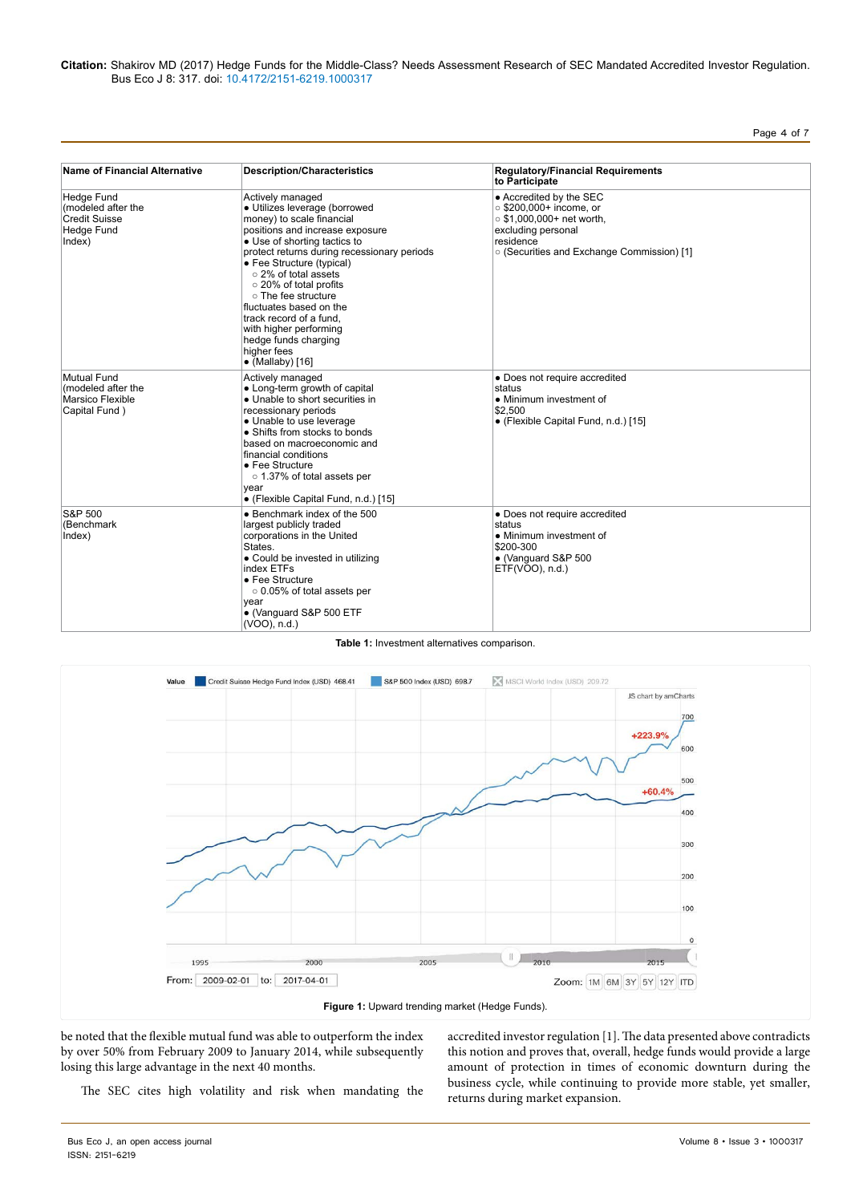| Name of Financial Alternative | Description/Characteristics | Regulatory/Financial Requirements to Participate |
|---|---|---|
| Hedge Fund (modeled after the Credit Suisse Hedge Fund Index) | Actively managed<br>• Utilizes leverage (borrowed money) to scale financial positions and increase exposure<br>• Use of shorting tactics to protect returns during recessionary periods<br>• Fee Structure (typical)<br>○ 2% of total assets<br>○ 20% of total profits<br>○ The fee structure fluctuates based on the track record of a fund, with higher performing hedge funds charging higher fees<br>• (Mallaby) [16] | • Accredited by the SEC<br>○ $200,000+ income, or<br>○ $1,000,000+ net worth, excluding personal residence<br>○ (Securities and Exchange Commission) [1] |
| Mutual Fund (modeled after the Marsico Flexible Capital Fund ) | Actively managed<br>• Long-term growth of capital<br>• Unable to short securities in recessionary periods<br>• Unable to use leverage<br>• Shifts from stocks to bonds based on macroeconomic and financial conditions<br>• Fee Structure<br>○ 1.37% of total assets per year<br>• (Flexible Capital Fund, n.d.) [15] | • Does not require accredited status<br>• Minimum investment of $2,500<br>• (Flexible Capital Fund, n.d.) [15] |
| S&P 500 (Benchmark Index) | • Benchmark index of the 500 largest publicly traded corporations in the United States.<br>• Could be invested in utilizing index ETFs<br>• Fee Structure<br>○ 0.05% of total assets per year<br>• (Vanguard S&P 500 ETF (VOO), n.d.) | • Does not require accredited status<br>• Minimum investment of $200-300<br>• (Vanguard S&P 500 ETF(VOO), n.d.) |

**Table 1:** Investment alternatives comparison.

**Figure 1:** Upward trending market (Hedge Funds).

be noted that the flexible mutual fund was able to outperform the index by over 50% from February 2009 to January 2014, while subsequently losing this large advantage in the next 40 months.

The SEC cites high volatility and risk when mandating the accredited investor regulation [1]. The data presented above contradicts this notion and proves that, overall, hedge funds would provide a large amount of protection in times of economic downturn during the business cycle, while continuing to provide more stable, yet smaller, returns during market expansion.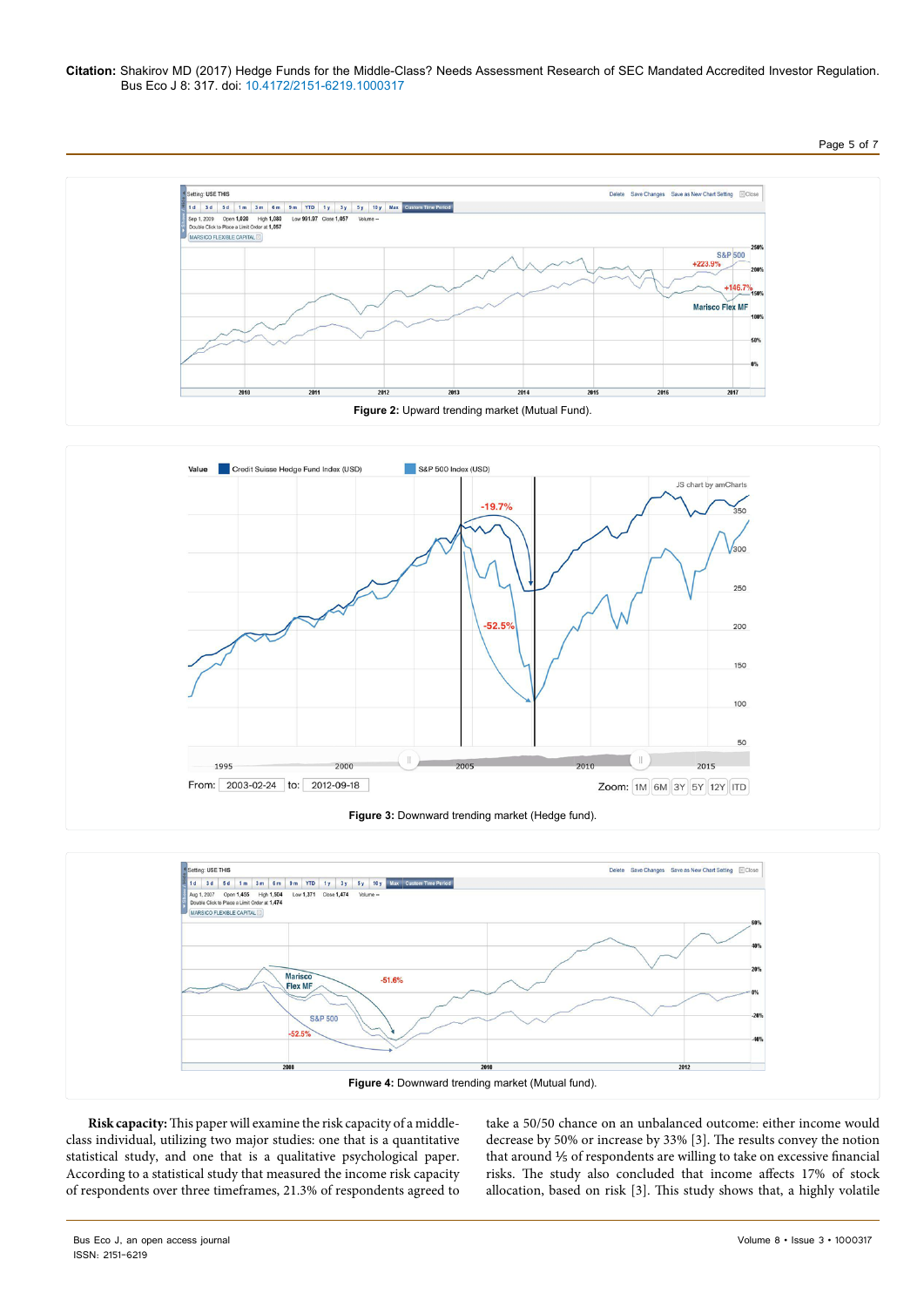Figure 2: Upward trending market (Mutual Fund).

Figure 3: Downward trending market (Hedge fund).

Figure 4: Downward trending market (Mutual fund).

**Risk capacity:** This paper will examine the risk capacity of a middle-class individual, utilizing two major studies: one that is a quantitative statistical study, and one that is a qualitative psychological paper. According to a statistical study that measured the income risk capacity of respondents over three timeframes, 21.3% of respondents agreed to take a 50/50 chance on an unbalanced outcome: either income would decrease by 50% or increase by 33% [3]. The results convey the notion that around ⅕ of respondents are willing to take on excessive financial risks. The study also concluded that income affects 17% of stock allocation, based on risk [3]. This study shows that, a highly volatile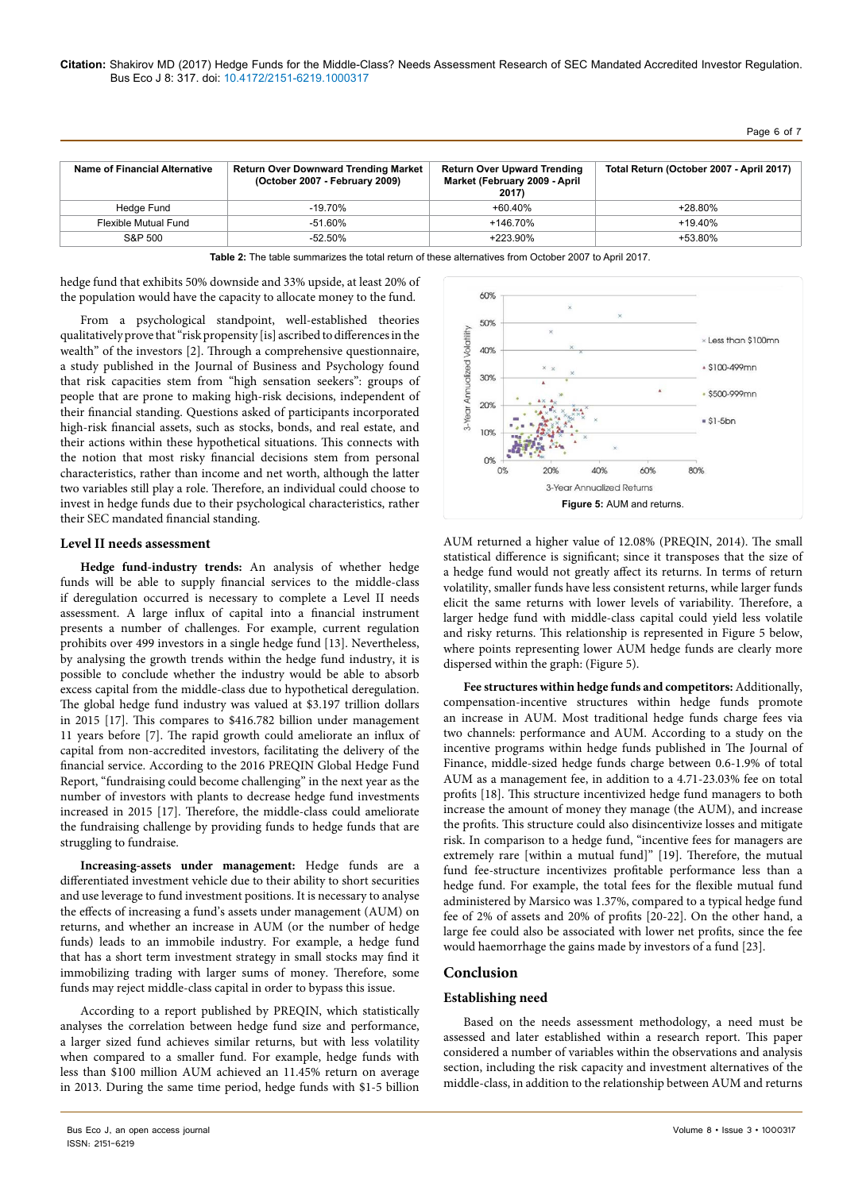| Name of Financial Alternative | Return Over Downward Trending Market (October 2007 - February 2009) | Return Over Upward Trending Market (February 2009 - April 2017) | Total Return (October 2007 - April 2017) |
|---|---|---|---|
| Hedge Fund | -19.70% | +60.40% | +28.80% |
| Flexible Mutual Fund | -51.60% | +146.70% | +19.40% |
| S&P 500 | -52.50% | +223.90% | +53.80% |

**Table 2:** The table summarizes the total return of these alternatives from October 2007 to April 2017.

hedge fund that exhibits 50% downside and 33% upside, at least 20% of the population would have the capacity to allocate money to the fund.

From a psychological standpoint, well-established theories qualitatively prove that "risk propensity [is] ascribed to differences in the wealth" of the investors [2]. Through a comprehensive questionnaire, a study published in the Journal of Business and Psychology found that risk capacities stem from "high sensation seekers": groups of people that are prone to making high-risk decisions, independent of their financial standing. Questions asked of participants incorporated high-risk financial assets, such as stocks, bonds, and real estate, and their actions within these hypothetical situations. This connects with the notion that most risky financial decisions stem from personal characteristics, rather than income and net worth, although the latter two variables still play a role. Therefore, an individual could choose to invest in hedge funds due to their psychological characteristics, rather their SEC mandated financial standing.

## Level II needs assessment

**Hedge fund-industry trends:** An analysis of whether hedge funds will be able to supply financial services to the middle-class if deregulation occurred is necessary to complete a Level II needs assessment. A large influx of capital into a financial instrument presents a number of challenges. For example, current regulation prohibits over 499 investors in a single hedge fund [13]. Nevertheless, by analysing the growth trends within the hedge fund industry, it is possible to conclude whether the industry would be able to absorb excess capital from the middle-class due to hypothetical deregulation. The global hedge fund industry was valued at $3.197 trillion dollars in 2015 [17]. This compares to $416.782 billion under management 11 years before [7]. The rapid growth could ameliorate an influx of capital from non-accredited investors, facilitating the delivery of the financial service. According to the 2016 PREQIN Global Hedge Fund Report, "fundraising could become challenging" in the next year as the number of investors with plants to decrease hedge fund investments increased in 2015 [17]. Therefore, the middle-class could ameliorate the fundraising challenge by providing funds to hedge funds that are struggling to fundraise.

**Increasing-assets under management:** Hedge funds are a differentiated investment vehicle due to their ability to short securities and use leverage to fund investment positions. It is necessary to analyse the effects of increasing a fund's assets under management (AUM) on returns, and whether an increase in AUM (or the number of hedge funds) leads to an immobile industry. For example, a hedge fund that has a short term investment strategy in small stocks may find it immobilizing trading with larger sums of money. Therefore, some funds may reject middle-class capital in order to bypass this issue.

According to a report published by PREQIN, which statistically analyses the correlation between hedge fund size and performance, a larger sized fund achieves similar returns, but with less volatility when compared to a smaller fund. For example, hedge funds with less than $100 million AUM achieved an 11.45% return on average in 2013. During the same time period, hedge funds with $1-5 billion AUM returned a higher value of 12.08% (PREQIN, 2014). The small statistical difference is significant; since it transposes that the size of a hedge fund would not greatly affect its returns. In terms of return volatility, smaller funds have less consistent returns, while larger funds elicit the same returns with lower levels of variability. Therefore, a larger hedge fund with middle-class capital could yield less volatile and risky returns. This relationship is represented in Figure 5 below, where points representing lower AUM hedge funds are clearly more dispersed within the graph: (Figure 5).

3-Year Annualized Volatility
60%
50%
40%
30%
20%
10%
0%
0%
20%
40%
60%
80%
3-Year Annualized Returns
Less than $100mn
$100-499mn
$500-999mn
$1-5bn

**Figure 5:** AUM and returns.

**Fee structures within hedge funds and competitors:** Additionally, compensation-incentive structures within hedge funds promote an increase in AUM. Most traditional hedge funds charge fees via two channels: performance and AUM. According to a study on the incentive programs within hedge funds published in The Journal of Finance, middle-sized hedge funds charge between 0.6-1.9% of total AUM as a management fee, in addition to a 4.71-23.03% fee on total profits [18]. This structure incentivized hedge fund managers to both increase the amount of money they manage (the AUM), and increase the profits. This structure could also disincentivize losses and mitigate risk. In comparison to a hedge fund, "incentive fees for managers are extremely rare [within a mutual fund]" [19]. Therefore, the mutual fund fee-structure incentivizes profitable performance less than a hedge fund. For example, the total fees for the flexible mutual fund administered by Marsico was 1.37%, compared to a typical hedge fund fee of 2% of assets and 20% of profits [20-22]. On the other hand, a large fee could also be associated with lower net profits, since the fee would haemorrhage the gains made by investors of a fund [23].

## Conclusion

### Establishing need

Based on the needs assessment methodology, a need must be assessed and later established within a research report. This paper considered a number of variables within the observations and analysis section, including the risk capacity and investment alternatives of the middle-class, in addition to the relationship between AUM and returns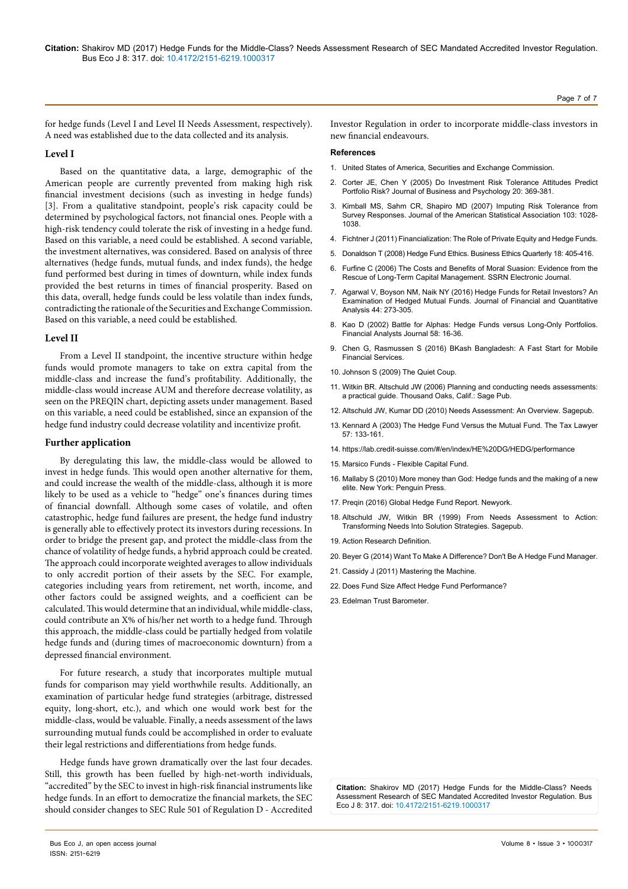for hedge funds (Level I and Level II Needs Assessment, respectively). A need was established due to the data collected and its analysis.

### Level I

Based on the quantitative data, a large, demographic of the American people are currently prevented from making high risk financial investment decisions (such as investing in hedge funds) [3]. From a qualitative standpoint, people's risk capacity could be determined by psychological factors, not financial ones. People with a high-risk tendency could tolerate the risk of investing in a hedge fund. Based on this variable, a need could be established. A second variable, the investment alternatives, was considered. Based on analysis of three alternatives (hedge funds, mutual funds, and index funds), the hedge fund performed best during in times of downturn, while index funds provided the best returns in times of financial prosperity. Based on this data, overall, hedge funds could be less volatile than index funds, contradicting the rationale of the Securities and Exchange Commission. Based on this variable, a need could be established.

### Level II

From a Level II standpoint, the incentive structure within hedge funds would promote managers to take on extra capital from the middle-class and increase the fund's profitability. Additionally, the middle-class would increase AUM and therefore decrease volatility, as seen on the PREQIN chart, depicting assets under management. Based on this variable, a need could be established, since an expansion of the hedge fund industry could decrease volatility and incentivize profit.

### Further application

By deregulating this law, the middle-class would be allowed to invest in hedge funds. This would open another alternative for them, and could increase the wealth of the middle-class, although it is more likely to be used as a vehicle to "hedge" one's finances during times of financial downfall. Although some cases of volatile, and often catastrophic, hedge fund failures are present, the hedge fund industry is generally able to effectively protect its investors during recessions. In order to bridge the present gap, and protect the middle-class from the chance of volatility of hedge funds, a hybrid approach could be created. The approach could incorporate weighted averages to allow individuals to only accredit portion of their assets by the SEC. For example, categories including years from retirement, net worth, income, and other factors could be assigned weights, and a coefficient can be calculated. This would determine that an individual, while middle-class, could contribute an X% of his/her net worth to a hedge fund. Through this approach, the middle-class could be partially hedged from volatile hedge funds and (during times of macroeconomic downturn) from a depressed financial environment.

For future research, a study that incorporates multiple mutual funds for comparison may yield worthwhile results. Additionally, an examination of particular hedge fund strategies (arbitrage, distressed equity, long-short, etc.), and which one would work best for the middle-class, would be valuable. Finally, a needs assessment of the laws surrounding mutual funds could be accomplished in order to evaluate their legal restrictions and differentiations from hedge funds.

Hedge funds have grown dramatically over the last four decades. Still, this growth has been fuelled by high-net-worth individuals, "accredited" by the SEC to invest in high-risk financial instruments like hedge funds. In an effort to democratize the financial markets, the SEC should consider changes to SEC Rule 501 of Regulation D - Accredited Investor Regulation in order to incorporate middle-class investors in new financial endeavours.

## References

1. United States of America, Securities and Exchange Commission.
2. Corter JE, Chen Y (2005) Do Investment Risk Tolerance Attitudes Predict Portfolio Risk? Journal of Business and Psychology 20: 369-381.
3. Kimball MS, Sahm CR, Shapiro MD (2007) Imputing Risk Tolerance from Survey Responses. Journal of the American Statistical Association 103: 1028-1038.
4. Fichtner J (2011) Financialization: The Role of Private Equity and Hedge Funds.
5. Donaldson T (2008) Hedge Fund Ethics. Business Ethics Quarterly 18: 405-416.
6. Furfine C (2006) The Costs and Benefits of Moral Suasion: Evidence from the Rescue of Long-Term Capital Management. SSRN Electronic Journal.
7. Agarwal V, Boyson NM, Naik NY (2016) Hedge Funds for Retail Investors? An Examination of Hedged Mutual Funds. Journal of Financial and Quantitative Analysis 44: 273-305.
8. Kao D (2002) Battle for Alphas: Hedge Funds versus Long-Only Portfolios. Financial Analysts Journal 58: 16-36.
9. Chen G, Rasmussen S (2016) BKash Bangladesh: A Fast Start for Mobile Financial Services.
10. Johnson S (2009) The Quiet Coup.
11. Witkin BR. Altschuld JW (2006) Planning and conducting needs assessments: a practical guide. Thousand Oaks, Calif.: Sage Pub.
12. Altschuld JW, Kumar DD (2010) Needs Assessment: An Overview. Sagepub.
13. Kennard A (2003) The Hedge Fund Versus the Mutual Fund. The Tax Lawyer 57: 133-161.
14. https://lab.credit-suisse.com/#/en/index/HE%20DG/HEDG/performance
15. Marsico Funds - Flexible Capital Fund.
16. Mallaby S (2010) More money than God: Hedge funds and the making of a new elite. New York: Penguin Press.
17. Preqin (2016) Global Hedge Fund Report. Newyork.
18. Altschuld JW, Witkin BR (1999) From Needs Assessment to Action: Transforming Needs Into Solution Strategies. Sagepub.
19. Action Research Definition.
20. Beyer G (2014) Want To Make A Difference? Don't Be A Hedge Fund Manager.
21. Cassidy J (2011) Mastering the Machine.
22. Does Fund Size Affect Hedge Fund Performance?
23. Edelman Trust Barometer.

**Citation:** Shakirov MD (2017) Hedge Funds for the Middle-Class? Needs Assessment Research of SEC Mandated Accredited Investor Regulation. Bus Eco J 8: 317. doi: 10.4172/2151-6219.1000317